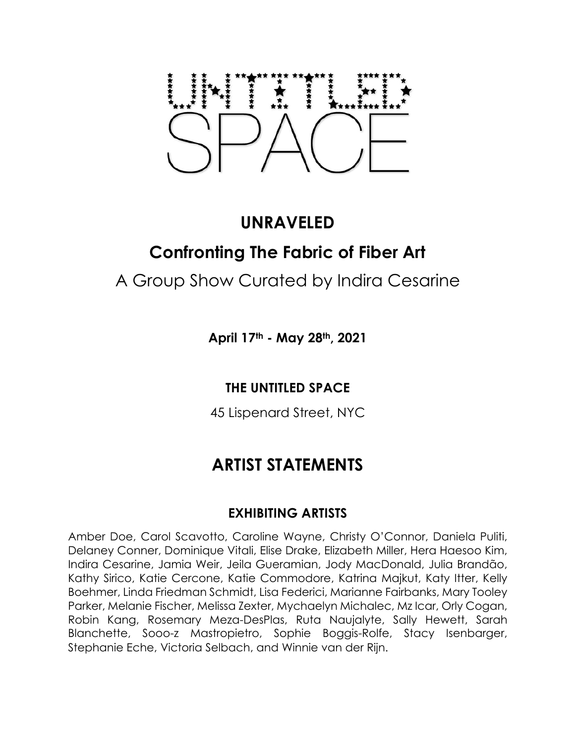UNTITLED SPACE

# UNRAVELED

## Confronting The Fabric of Fiber Art

A Group Show Curated by Indira Cesarine

**April 17th - May 28th, 2021**

**THE UNTITLED SPACE**

45 Lispenard Street, NYC

# ARTIST STATEMENTS

### EXHIBITING ARTISTS

Amber Doe, Carol Scavotto, Caroline Wayne, Christy O'Connor, Daniela Puliti, Delaney Conner, Dominique Vitali, Elise Drake, Elizabeth Miller, Hera Haesoo Kim, Indira Cesarine, Jamia Weir, Jeila Gueramian, Jody MacDonald, Julia Brandão, Kathy Sirico, Katie Cercone, Katie Commodore, Katrina Majkut, Katy Itter, Kelly Boehmer, Linda Friedman Schmidt, Lisa Federici, Marianne Fairbanks, Mary Tooley Parker, Melanie Fischer, Melissa Zexter, Mychaelyn Michalec, Mz Icar, Orly Cogan, Robin Kang, Rosemary Meza-DesPlas, Ruta Naujalyte, Sally Hewett, Sarah Blanchette, Sooo-z Mastropietro, Sophie Boggis-Rolfe, Stacy Isenbarger, Stephanie Eche, Victoria Selbach, and Winnie van der Rijn.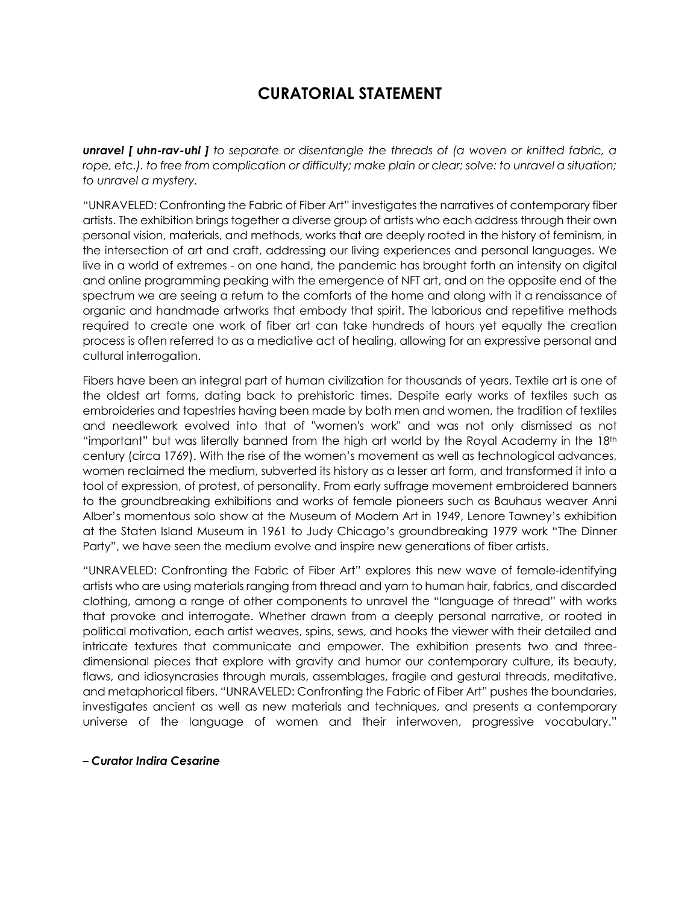# CURATORIAL STATEMENT

***unravel [ uhn-rav-uhl ]*** *to separate or disentangle the threads of (a woven or knitted fabric, a rope, etc.). to free from complication or difficulty; make plain or clear; solve: to unravel a situation; to unravel a mystery.*

"UNRAVELED: Confronting the Fabric of Fiber Art" investigates the narratives of contemporary fiber artists. The exhibition brings together a diverse group of artists who each address through their own personal vision, materials, and methods, works that are deeply rooted in the history of feminism, in the intersection of art and craft, addressing our living experiences and personal languages. We live in a world of extremes - on one hand, the pandemic has brought forth an intensity on digital and online programming peaking with the emergence of NFT art, and on the opposite end of the spectrum we are seeing a return to the comforts of the home and along with it a renaissance of organic and handmade artworks that embody that spirit. The laborious and repetitive methods required to create one work of fiber art can take hundreds of hours yet equally the creation process is often referred to as a mediative act of healing, allowing for an expressive personal and cultural interrogation.

Fibers have been an integral part of human civilization for thousands of years. Textile art is one of the oldest art forms, dating back to prehistoric times. Despite early works of textiles such as embroideries and tapestries having been made by both men and women, the tradition of textiles and needlework evolved into that of "women's work" and was not only dismissed as not "important" but was literally banned from the high art world by the Royal Academy in the 18th century (circa 1769). With the rise of the women's movement as well as technological advances, women reclaimed the medium, subverted its history as a lesser art form, and transformed it into a tool of expression, of protest, of personality. From early suffrage movement embroidered banners to the groundbreaking exhibitions and works of female pioneers such as Bauhaus weaver Anni Alber's momentous solo show at the Museum of Modern Art in 1949, Lenore Tawney's exhibition at the Staten Island Museum in 1961 to Judy Chicago's groundbreaking 1979 work "The Dinner Party", we have seen the medium evolve and inspire new generations of fiber artists.

"UNRAVELED: Confronting the Fabric of Fiber Art" explores this new wave of female-identifying artists who are using materials ranging from thread and yarn to human hair, fabrics, and discarded clothing, among a range of other components to unravel the "language of thread" with works that provoke and interrogate. Whether drawn from a deeply personal narrative, or rooted in political motivation, each artist weaves, spins, sews, and hooks the viewer with their detailed and intricate textures that communicate and empower. The exhibition presents two and three-dimensional pieces that explore with gravity and humor our contemporary culture, its beauty, flaws, and idiosyncrasies through murals, assemblages, fragile and gestural threads, meditative, and metaphorical fibers. "UNRAVELED: Confronting the Fabric of Fiber Art" pushes the boundaries, investigates ancient as well as new materials and techniques, and presents a contemporary universe of the language of women and their interwoven, progressive vocabulary."

– ***Curator Indira Cesarine***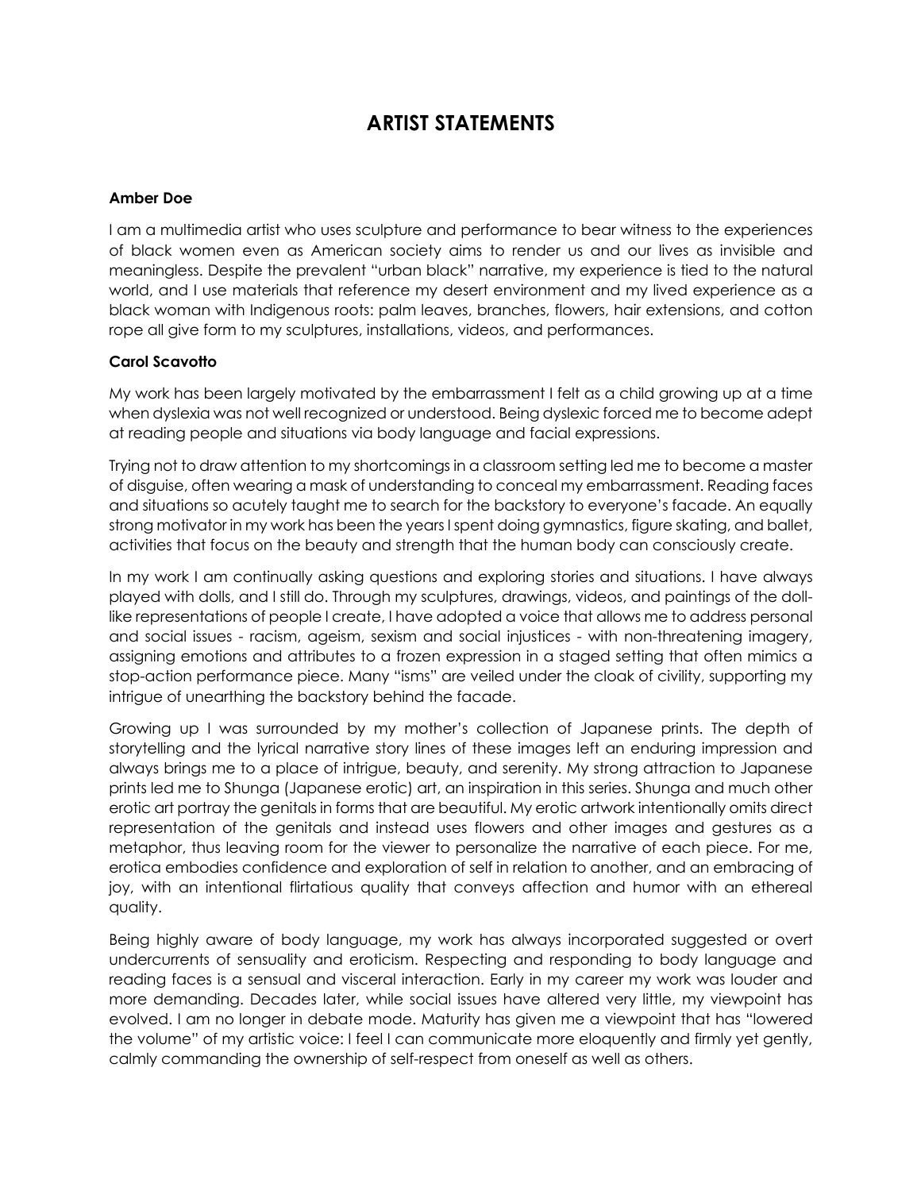# ARTIST STATEMENTS

**Amber Doe**

I am a multimedia artist who uses sculpture and performance to bear witness to the experiences of black women even as American society aims to render us and our lives as invisible and meaningless. Despite the prevalent "urban black" narrative, my experience is tied to the natural world, and I use materials that reference my desert environment and my lived experience as a black woman with Indigenous roots: palm leaves, branches, flowers, hair extensions, and cotton rope all give form to my sculptures, installations, videos, and performances.

**Carol Scavotto**

My work has been largely motivated by the embarrassment I felt as a child growing up at a time when dyslexia was not well recognized or understood. Being dyslexic forced me to become adept at reading people and situations via body language and facial expressions.

Trying not to draw attention to my shortcomings in a classroom setting led me to become a master of disguise, often wearing a mask of understanding to conceal my embarrassment. Reading faces and situations so acutely taught me to search for the backstory to everyone's facade. An equally strong motivator in my work has been the years I spent doing gymnastics, figure skating, and ballet, activities that focus on the beauty and strength that the human body can consciously create.

In my work I am continually asking questions and exploring stories and situations. I have always played with dolls, and I still do. Through my sculptures, drawings, videos, and paintings of the doll-like representations of people I create, I have adopted a voice that allows me to address personal and social issues - racism, ageism, sexism and social injustices - with non-threatening imagery, assigning emotions and attributes to a frozen expression in a staged setting that often mimics a stop-action performance piece. Many "isms" are veiled under the cloak of civility, supporting my intrigue of unearthing the backstory behind the facade.

Growing up I was surrounded by my mother's collection of Japanese prints. The depth of storytelling and the lyrical narrative story lines of these images left an enduring impression and always brings me to a place of intrigue, beauty, and serenity. My strong attraction to Japanese prints led me to Shunga (Japanese erotic) art, an inspiration in this series. Shunga and much other erotic art portray the genitals in forms that are beautiful. My erotic artwork intentionally omits direct representation of the genitals and instead uses flowers and other images and gestures as a metaphor, thus leaving room for the viewer to personalize the narrative of each piece. For me, erotica embodies confidence and exploration of self in relation to another, and an embracing of joy, with an intentional flirtatious quality that conveys affection and humor with an ethereal quality.

Being highly aware of body language, my work has always incorporated suggested or overt undercurrents of sensuality and eroticism. Respecting and responding to body language and reading faces is a sensual and visceral interaction. Early in my career my work was louder and more demanding. Decades later, while social issues have altered very little, my viewpoint has evolved. I am no longer in debate mode. Maturity has given me a viewpoint that has "lowered the volume" of my artistic voice: I feel I can communicate more eloquently and firmly yet gently, calmly commanding the ownership of self-respect from oneself as well as others.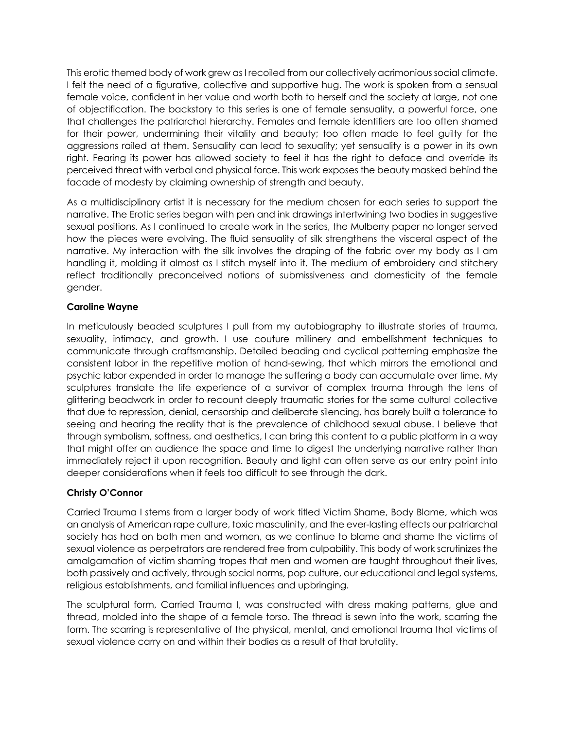This erotic themed body of work grew as I recoiled from our collectively acrimonious social climate. I felt the need of a figurative, collective and supportive hug. The work is spoken from a sensual female voice, confident in her value and worth both to herself and the society at large, not one of objectification. The backstory to this series is one of female sensuality, a powerful force, one that challenges the patriarchal hierarchy. Females and female identifiers are too often shamed for their power, undermining their vitality and beauty; too often made to feel guilty for the aggressions railed at them. Sensuality can lead to sexuality; yet sensuality is a power in its own right. Fearing its power has allowed society to feel it has the right to deface and override its perceived threat with verbal and physical force. This work exposes the beauty masked behind the facade of modesty by claiming ownership of strength and beauty.

As a multidisciplinary artist it is necessary for the medium chosen for each series to support the narrative. The Erotic series began with pen and ink drawings intertwining two bodies in suggestive sexual positions. As I continued to create work in the series, the Mulberry paper no longer served how the pieces were evolving. The fluid sensuality of silk strengthens the visceral aspect of the narrative. My interaction with the silk involves the draping of the fabric over my body as I am handling it, molding it almost as I stitch myself into it. The medium of embroidery and stitchery reflect traditionally preconceived notions of submissiveness and domesticity of the female gender.

**Caroline Wayne**

In meticulously beaded sculptures I pull from my autobiography to illustrate stories of trauma, sexuality, intimacy, and growth. I use couture millinery and embellishment techniques to communicate through craftsmanship. Detailed beading and cyclical patterning emphasize the consistent labor in the repetitive motion of hand-sewing, that which mirrors the emotional and psychic labor expended in order to manage the suffering a body can accumulate over time. My sculptures translate the life experience of a survivor of complex trauma through the lens of glittering beadwork in order to recount deeply traumatic stories for the same cultural collective that due to repression, denial, censorship and deliberate silencing, has barely built a tolerance to seeing and hearing the reality that is the prevalence of childhood sexual abuse. I believe that through symbolism, softness, and aesthetics, I can bring this content to a public platform in a way that might offer an audience the space and time to digest the underlying narrative rather than immediately reject it upon recognition. Beauty and light can often serve as our entry point into deeper considerations when it feels too difficult to see through the dark.

**Christy O'Connor**

Carried Trauma I stems from a larger body of work titled Victim Shame, Body Blame, which was an analysis of American rape culture, toxic masculinity, and the ever-lasting effects our patriarchal society has had on both men and women, as we continue to blame and shame the victims of sexual violence as perpetrators are rendered free from culpability. This body of work scrutinizes the amalgamation of victim shaming tropes that men and women are taught throughout their lives, both passively and actively, through social norms, pop culture, our educational and legal systems, religious establishments, and familial influences and upbringing.

The sculptural form, Carried Trauma I, was constructed with dress making patterns, glue and thread, molded into the shape of a female torso. The thread is sewn into the work, scarring the form. The scarring is representative of the physical, mental, and emotional trauma that victims of sexual violence carry on and within their bodies as a result of that brutality.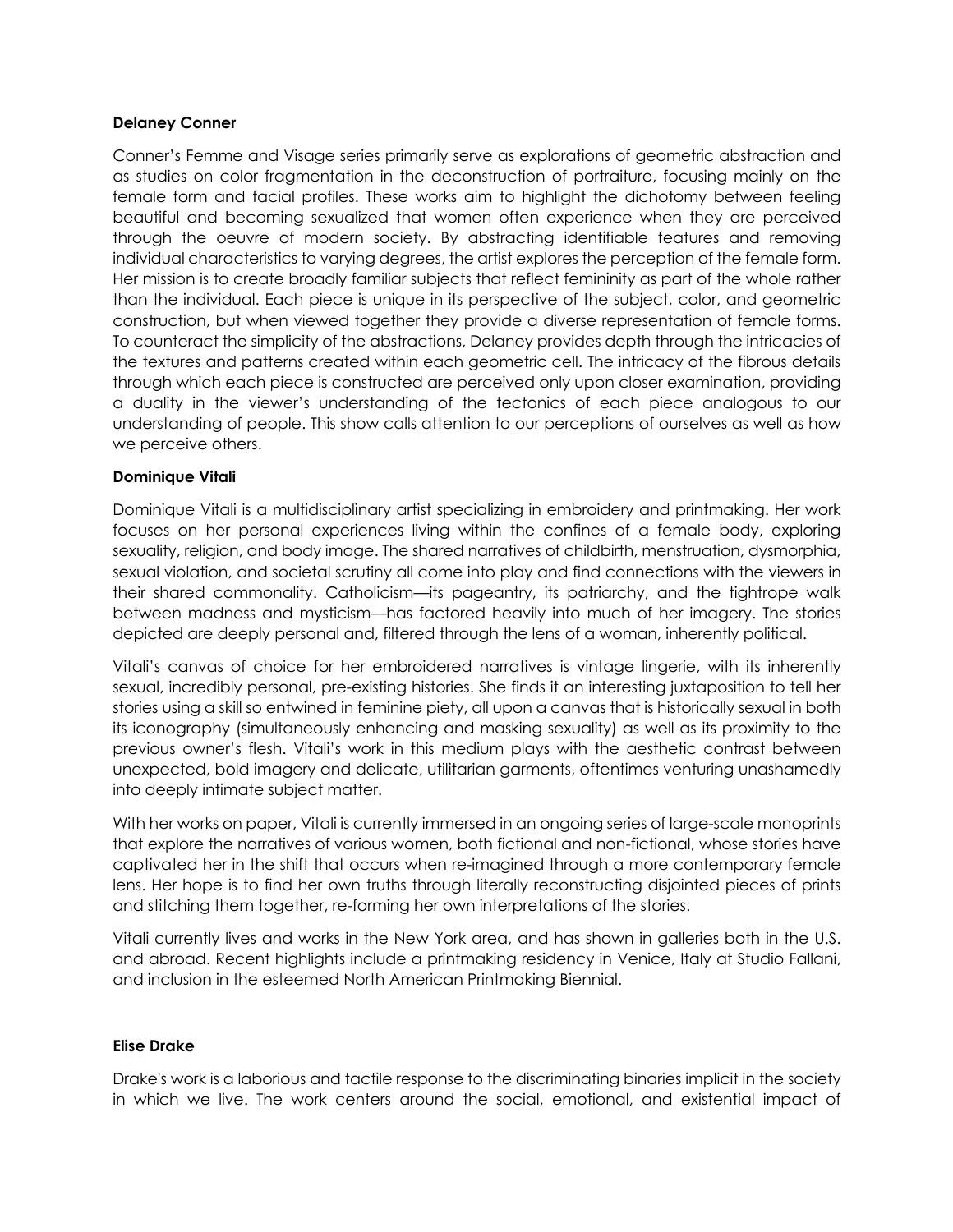**Delaney Conner**

Conner's Femme and Visage series primarily serve as explorations of geometric abstraction and as studies on color fragmentation in the deconstruction of portraiture, focusing mainly on the female form and facial profiles. These works aim to highlight the dichotomy between feeling beautiful and becoming sexualized that women often experience when they are perceived through the oeuvre of modern society. By abstracting identifiable features and removing individual characteristics to varying degrees, the artist explores the perception of the female form. Her mission is to create broadly familiar subjects that reflect femininity as part of the whole rather than the individual. Each piece is unique in its perspective of the subject, color, and geometric construction, but when viewed together they provide a diverse representation of female forms. To counteract the simplicity of the abstractions, Delaney provides depth through the intricacies of the textures and patterns created within each geometric cell. The intricacy of the fibrous details through which each piece is constructed are perceived only upon closer examination, providing a duality in the viewer's understanding of the tectonics of each piece analogous to our understanding of people. This show calls attention to our perceptions of ourselves as well as how we perceive others.

**Dominique Vitali**

Dominique Vitali is a multidisciplinary artist specializing in embroidery and printmaking. Her work focuses on her personal experiences living within the confines of a female body, exploring sexuality, religion, and body image. The shared narratives of childbirth, menstruation, dysmorphia, sexual violation, and societal scrutiny all come into play and find connections with the viewers in their shared commonality. Catholicism—its pageantry, its patriarchy, and the tightrope walk between madness and mysticism—has factored heavily into much of her imagery. The stories depicted are deeply personal and, filtered through the lens of a woman, inherently political.

Vitali's canvas of choice for her embroidered narratives is vintage lingerie, with its inherently sexual, incredibly personal, pre-existing histories. She finds it an interesting juxtaposition to tell her stories using a skill so entwined in feminine piety, all upon a canvas that is historically sexual in both its iconography (simultaneously enhancing and masking sexuality) as well as its proximity to the previous owner's flesh. Vitali's work in this medium plays with the aesthetic contrast between unexpected, bold imagery and delicate, utilitarian garments, oftentimes venturing unashamedly into deeply intimate subject matter.

With her works on paper, Vitali is currently immersed in an ongoing series of large-scale monoprints that explore the narratives of various women, both fictional and non-fictional, whose stories have captivated her in the shift that occurs when re-imagined through a more contemporary female lens. Her hope is to find her own truths through literally reconstructing disjointed pieces of prints and stitching them together, re-forming her own interpretations of the stories.

Vitali currently lives and works in the New York area, and has shown in galleries both in the U.S. and abroad. Recent highlights include a printmaking residency in Venice, Italy at Studio Fallani, and inclusion in the esteemed North American Printmaking Biennial.

**Elise Drake**

Drake's work is a laborious and tactile response to the discriminating binaries implicit in the society in which we live. The work centers around the social, emotional, and existential impact of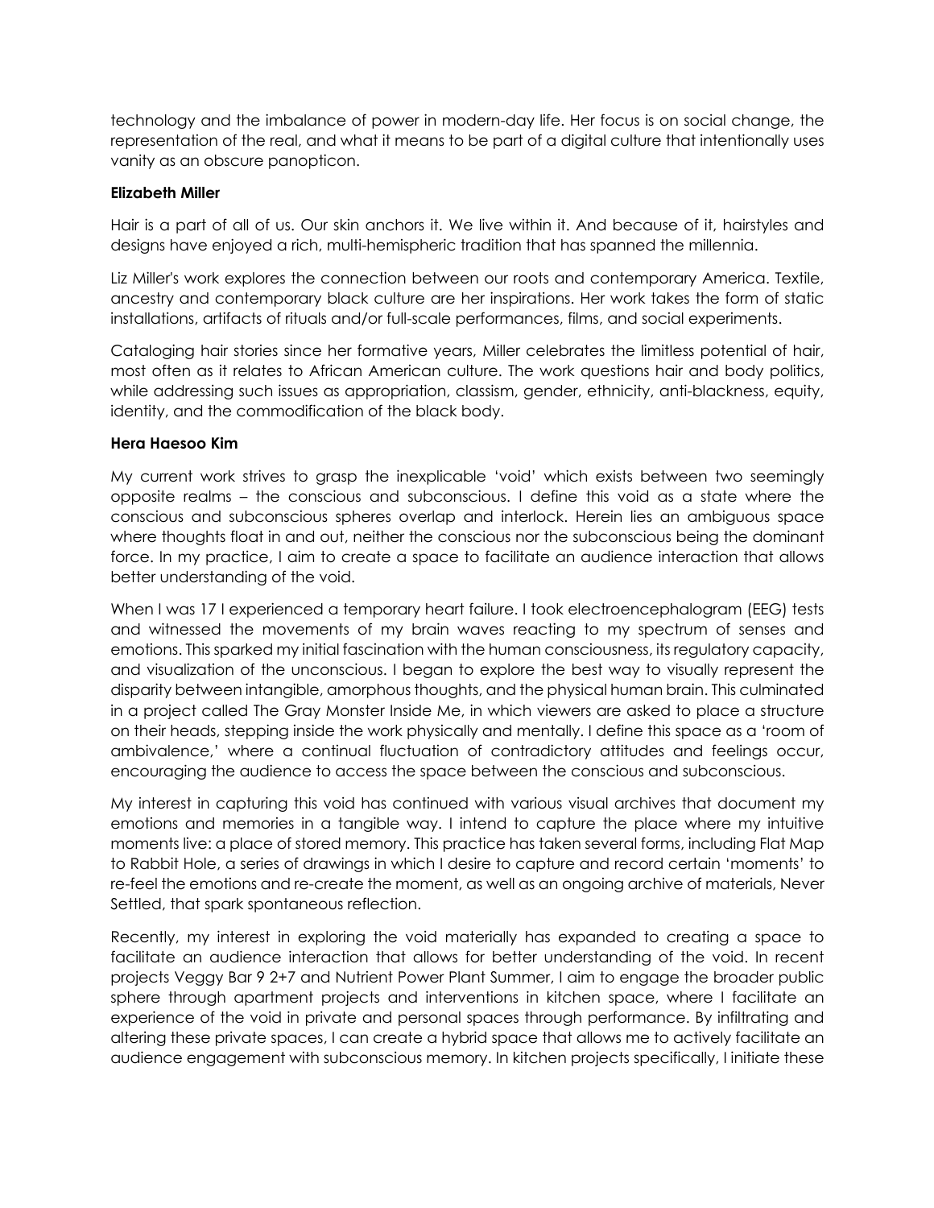technology and the imbalance of power in modern-day life. Her focus is on social change, the representation of the real, and what it means to be part of a digital culture that intentionally uses vanity as an obscure panopticon.

**Elizabeth Miller**

Hair is a part of all of us. Our skin anchors it. We live within it. And because of it, hairstyles and designs have enjoyed a rich, multi-hemispheric tradition that has spanned the millennia.

Liz Miller's work explores the connection between our roots and contemporary America. Textile, ancestry and contemporary black culture are her inspirations. Her work takes the form of static installations, artifacts of rituals and/or full-scale performances, films, and social experiments.

Cataloging hair stories since her formative years, Miller celebrates the limitless potential of hair, most often as it relates to African American culture. The work questions hair and body politics, while addressing such issues as appropriation, classism, gender, ethnicity, anti-blackness, equity, identity, and the commodification of the black body.

**Hera Haesoo Kim**

My current work strives to grasp the inexplicable 'void' which exists between two seemingly opposite realms – the conscious and subconscious. I define this void as a state where the conscious and subconscious spheres overlap and interlock. Herein lies an ambiguous space where thoughts float in and out, neither the conscious nor the subconscious being the dominant force. In my practice, I aim to create a space to facilitate an audience interaction that allows better understanding of the void.

When I was 17 I experienced a temporary heart failure. I took electroencephalogram (EEG) tests and witnessed the movements of my brain waves reacting to my spectrum of senses and emotions. This sparked my initial fascination with the human consciousness, its regulatory capacity, and visualization of the unconscious. I began to explore the best way to visually represent the disparity between intangible, amorphous thoughts, and the physical human brain. This culminated in a project called The Gray Monster Inside Me, in which viewers are asked to place a structure on their heads, stepping inside the work physically and mentally. I define this space as a 'room of ambivalence,' where a continual fluctuation of contradictory attitudes and feelings occur, encouraging the audience to access the space between the conscious and subconscious.

My interest in capturing this void has continued with various visual archives that document my emotions and memories in a tangible way. I intend to capture the place where my intuitive moments live: a place of stored memory. This practice has taken several forms, including Flat Map to Rabbit Hole, a series of drawings in which I desire to capture and record certain 'moments' to re-feel the emotions and re-create the moment, as well as an ongoing archive of materials, Never Settled, that spark spontaneous reflection.

Recently, my interest in exploring the void materially has expanded to creating a space to facilitate an audience interaction that allows for better understanding of the void. In recent projects Veggy Bar 9 2+7 and Nutrient Power Plant Summer, I aim to engage the broader public sphere through apartment projects and interventions in kitchen space, where I facilitate an experience of the void in private and personal spaces through performance. By infiltrating and altering these private spaces, I can create a hybrid space that allows me to actively facilitate an audience engagement with subconscious memory. In kitchen projects specifically, I initiate these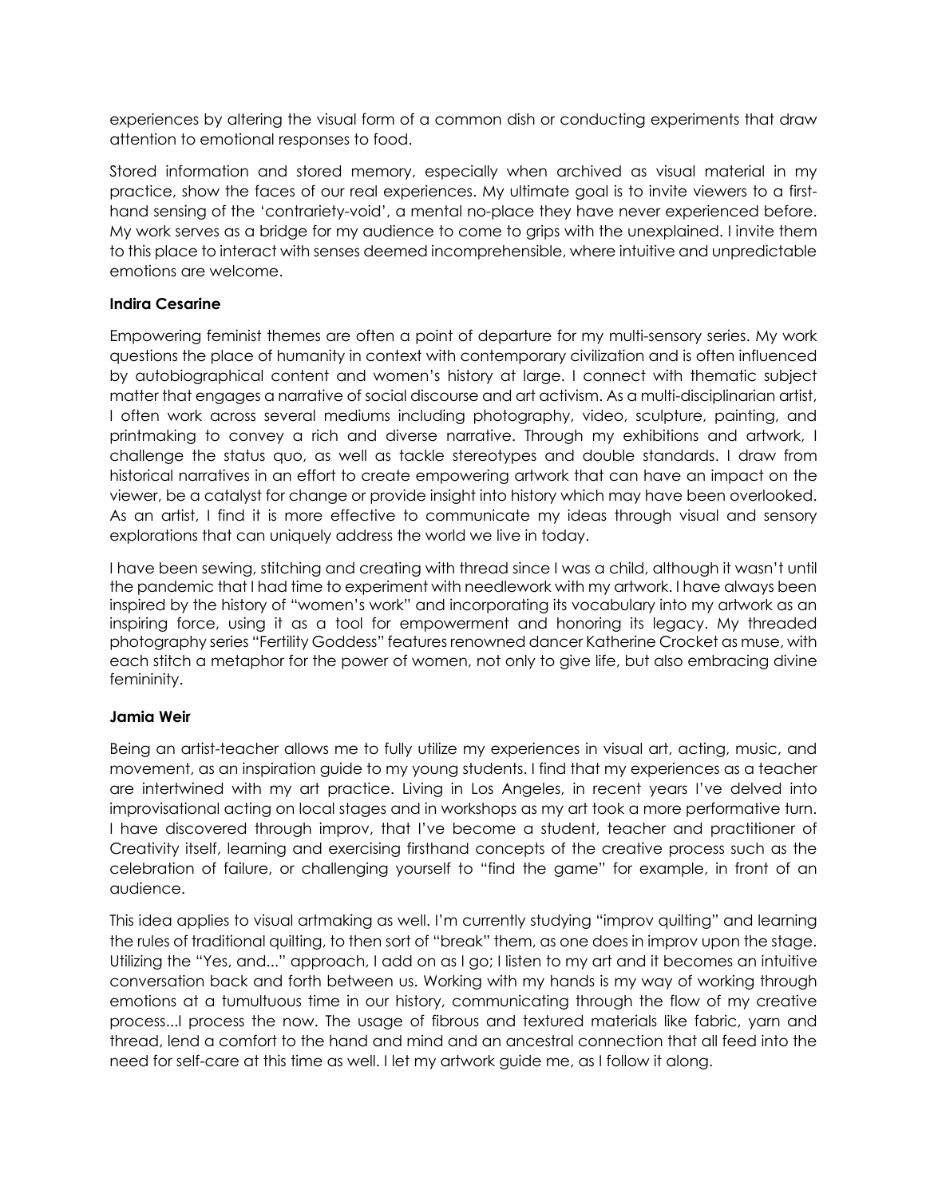experiences by altering the visual form of a common dish or conducting experiments that draw attention to emotional responses to food.

Stored information and stored memory, especially when archived as visual material in my practice, show the faces of our real experiences. My ultimate goal is to invite viewers to a first-hand sensing of the 'contrariety-void', a mental no-place they have never experienced before. My work serves as a bridge for my audience to come to grips with the unexplained. I invite them to this place to interact with senses deemed incomprehensible, where intuitive and unpredictable emotions are welcome.

**Indira Cesarine**

Empowering feminist themes are often a point of departure for my multi-sensory series. My work questions the place of humanity in context with contemporary civilization and is often influenced by autobiographical content and women's history at large. I connect with thematic subject matter that engages a narrative of social discourse and art activism. As a multi-disciplinarian artist, I often work across several mediums including photography, video, sculpture, painting, and printmaking to convey a rich and diverse narrative. Through my exhibitions and artwork, I challenge the status quo, as well as tackle stereotypes and double standards. I draw from historical narratives in an effort to create empowering artwork that can have an impact on the viewer, be a catalyst for change or provide insight into history which may have been overlooked. As an artist, I find it is more effective to communicate my ideas through visual and sensory explorations that can uniquely address the world we live in today.

I have been sewing, stitching and creating with thread since I was a child, although it wasn't until the pandemic that I had time to experiment with needlework with my artwork. I have always been inspired by the history of "women's work" and incorporating its vocabulary into my artwork as an inspiring force, using it as a tool for empowerment and honoring its legacy. My threaded photography series "Fertility Goddess" features renowned dancer Katherine Crocket as muse, with each stitch a metaphor for the power of women, not only to give life, but also embracing divine femininity.

**Jamia Weir**

Being an artist-teacher allows me to fully utilize my experiences in visual art, acting, music, and movement, as an inspiration guide to my young students. I find that my experiences as a teacher are intertwined with my art practice. Living in Los Angeles, in recent years I've delved into improvisational acting on local stages and in workshops as my art took a more performative turn. I have discovered through improv, that I've become a student, teacher and practitioner of Creativity itself, learning and exercising firsthand concepts of the creative process such as the celebration of failure, or challenging yourself to "find the game" for example, in front of an audience.

This idea applies to visual artmaking as well. I'm currently studying "improv quilting" and learning the rules of traditional quilting, to then sort of "break" them, as one does in improv upon the stage. Utilizing the "Yes, and..." approach, I add on as I go; I listen to my art and it becomes an intuitive conversation back and forth between us. Working with my hands is my way of working through emotions at a tumultuous time in our history, communicating through the flow of my creative process...I process the now. The usage of fibrous and textured materials like fabric, yarn and thread, lend a comfort to the hand and mind and an ancestral connection that all feed into the need for self-care at this time as well. I let my artwork guide me, as I follow it along.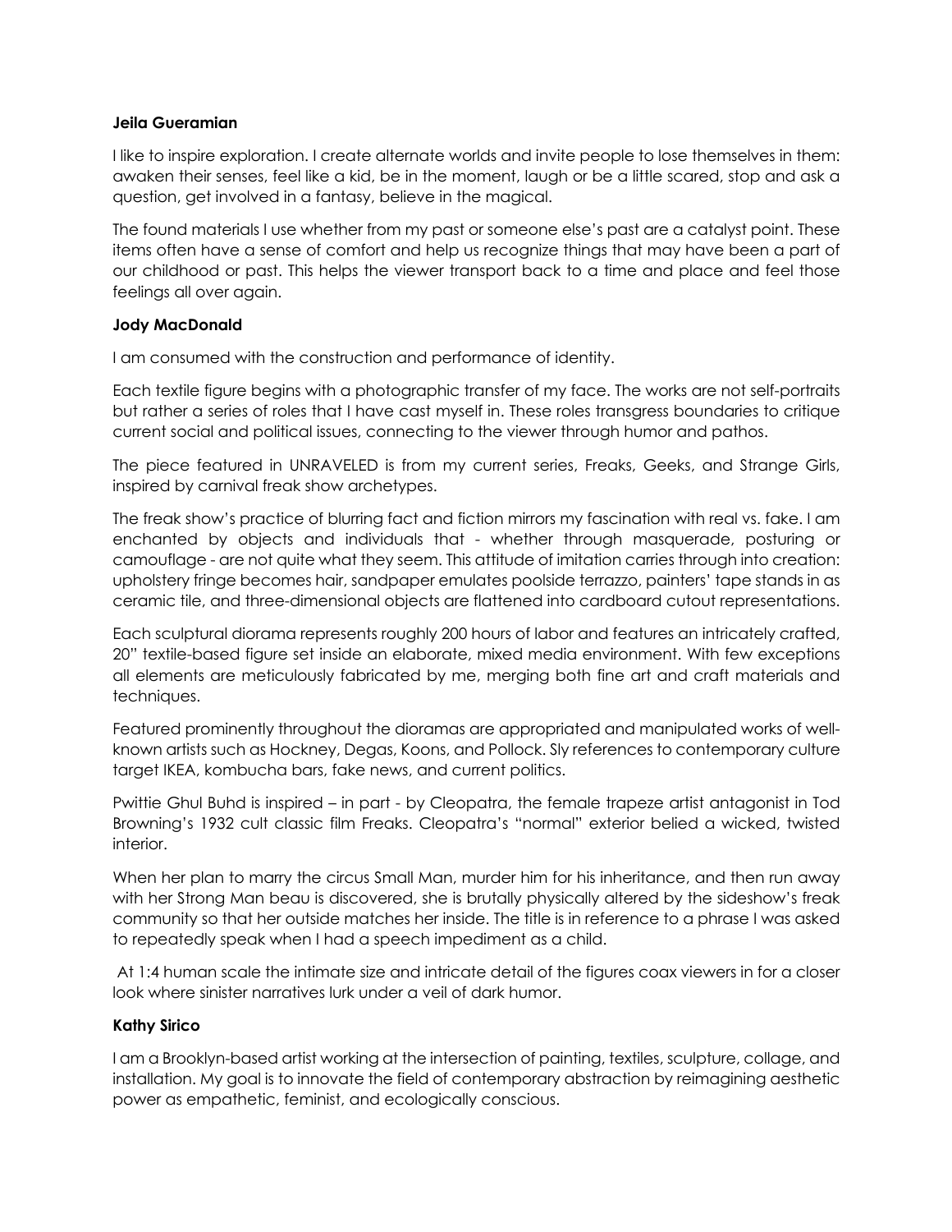**Jeila Gueramian**

I like to inspire exploration. I create alternate worlds and invite people to lose themselves in them: awaken their senses, feel like a kid, be in the moment, laugh or be a little scared, stop and ask a question, get involved in a fantasy, believe in the magical.

The found materials I use whether from my past or someone else's past are a catalyst point. These items often have a sense of comfort and help us recognize things that may have been a part of our childhood or past. This helps the viewer transport back to a time and place and feel those feelings all over again.

**Jody MacDonald**

I am consumed with the construction and performance of identity.

Each textile figure begins with a photographic transfer of my face. The works are not self-portraits but rather a series of roles that I have cast myself in. These roles transgress boundaries to critique current social and political issues, connecting to the viewer through humor and pathos.

The piece featured in UNRAVELED is from my current series, Freaks, Geeks, and Strange Girls, inspired by carnival freak show archetypes.

The freak show's practice of blurring fact and fiction mirrors my fascination with real vs. fake. I am enchanted by objects and individuals that - whether through masquerade, posturing or camouflage - are not quite what they seem. This attitude of imitation carries through into creation: upholstery fringe becomes hair, sandpaper emulates poolside terrazzo, painters' tape stands in as ceramic tile, and three-dimensional objects are flattened into cardboard cutout representations.

Each sculptural diorama represents roughly 200 hours of labor and features an intricately crafted, 20" textile-based figure set inside an elaborate, mixed media environment. With few exceptions all elements are meticulously fabricated by me, merging both fine art and craft materials and techniques.

Featured prominently throughout the dioramas are appropriated and manipulated works of well-known artists such as Hockney, Degas, Koons, and Pollock. Sly references to contemporary culture target IKEA, kombucha bars, fake news, and current politics.

Pwittie Ghul Buhd is inspired – in part - by Cleopatra, the female trapeze artist antagonist in Tod Browning's 1932 cult classic film Freaks. Cleopatra's "normal" exterior belied a wicked, twisted interior.

When her plan to marry the circus Small Man, murder him for his inheritance, and then run away with her Strong Man beau is discovered, she is brutally physically altered by the sideshow's freak community so that her outside matches her inside. The title is in reference to a phrase I was asked to repeatedly speak when I had a speech impediment as a child.

At 1:4 human scale the intimate size and intricate detail of the figures coax viewers in for a closer look where sinister narratives lurk under a veil of dark humor.

**Kathy Sirico**

I am a Brooklyn-based artist working at the intersection of painting, textiles, sculpture, collage, and installation. My goal is to innovate the field of contemporary abstraction by reimagining aesthetic power as empathetic, feminist, and ecologically conscious.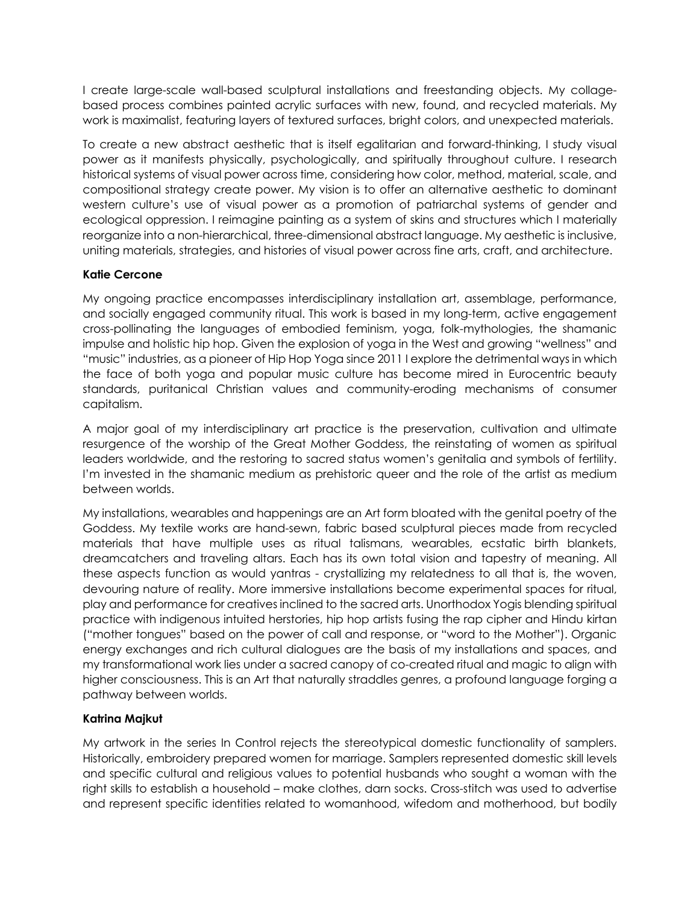I create large-scale wall-based sculptural installations and freestanding objects. My collage-based process combines painted acrylic surfaces with new, found, and recycled materials. My work is maximalist, featuring layers of textured surfaces, bright colors, and unexpected materials.

To create a new abstract aesthetic that is itself egalitarian and forward-thinking, I study visual power as it manifests physically, psychologically, and spiritually throughout culture. I research historical systems of visual power across time, considering how color, method, material, scale, and compositional strategy create power. My vision is to offer an alternative aesthetic to dominant western culture's use of visual power as a promotion of patriarchal systems of gender and ecological oppression. I reimagine painting as a system of skins and structures which I materially reorganize into a non-hierarchical, three-dimensional abstract language. My aesthetic is inclusive, uniting materials, strategies, and histories of visual power across fine arts, craft, and architecture.

**Katie Cercone**

My ongoing practice encompasses interdisciplinary installation art, assemblage, performance, and socially engaged community ritual. This work is based in my long-term, active engagement cross-pollinating the languages of embodied feminism, yoga, folk-mythologies, the shamanic impulse and holistic hip hop. Given the explosion of yoga in the West and growing "wellness" and "music" industries, as a pioneer of Hip Hop Yoga since 2011 I explore the detrimental ways in which the face of both yoga and popular music culture has become mired in Eurocentric beauty standards, puritanical Christian values and community-eroding mechanisms of consumer capitalism.

A major goal of my interdisciplinary art practice is the preservation, cultivation and ultimate resurgence of the worship of the Great Mother Goddess, the reinstating of women as spiritual leaders worldwide, and the restoring to sacred status women's genitalia and symbols of fertility. I'm invested in the shamanic medium as prehistoric queer and the role of the artist as medium between worlds.

My installations, wearables and happenings are an Art form bloated with the genital poetry of the Goddess. My textile works are hand-sewn, fabric based sculptural pieces made from recycled materials that have multiple uses as ritual talismans, wearables, ecstatic birth blankets, dreamcatchers and traveling altars. Each has its own total vision and tapestry of meaning. All these aspects function as would yantras - crystallizing my relatedness to all that is, the woven, devouring nature of reality. More immersive installations become experimental spaces for ritual, play and performance for creatives inclined to the sacred arts. Unorthodox Yogis blending spiritual practice with indigenous intuited herstories, hip hop artists fusing the rap cipher and Hindu kirtan ("mother tongues" based on the power of call and response, or "word to the Mother"). Organic energy exchanges and rich cultural dialogues are the basis of my installations and spaces, and my transformational work lies under a sacred canopy of co-created ritual and magic to align with higher consciousness. This is an Art that naturally straddles genres, a profound language forging a pathway between worlds.

**Katrina Majkut**

My artwork in the series In Control rejects the stereotypical domestic functionality of samplers. Historically, embroidery prepared women for marriage. Samplers represented domestic skill levels and specific cultural and religious values to potential husbands who sought a woman with the right skills to establish a household – make clothes, darn socks. Cross-stitch was used to advertise and represent specific identities related to womanhood, wifedom and motherhood, but bodily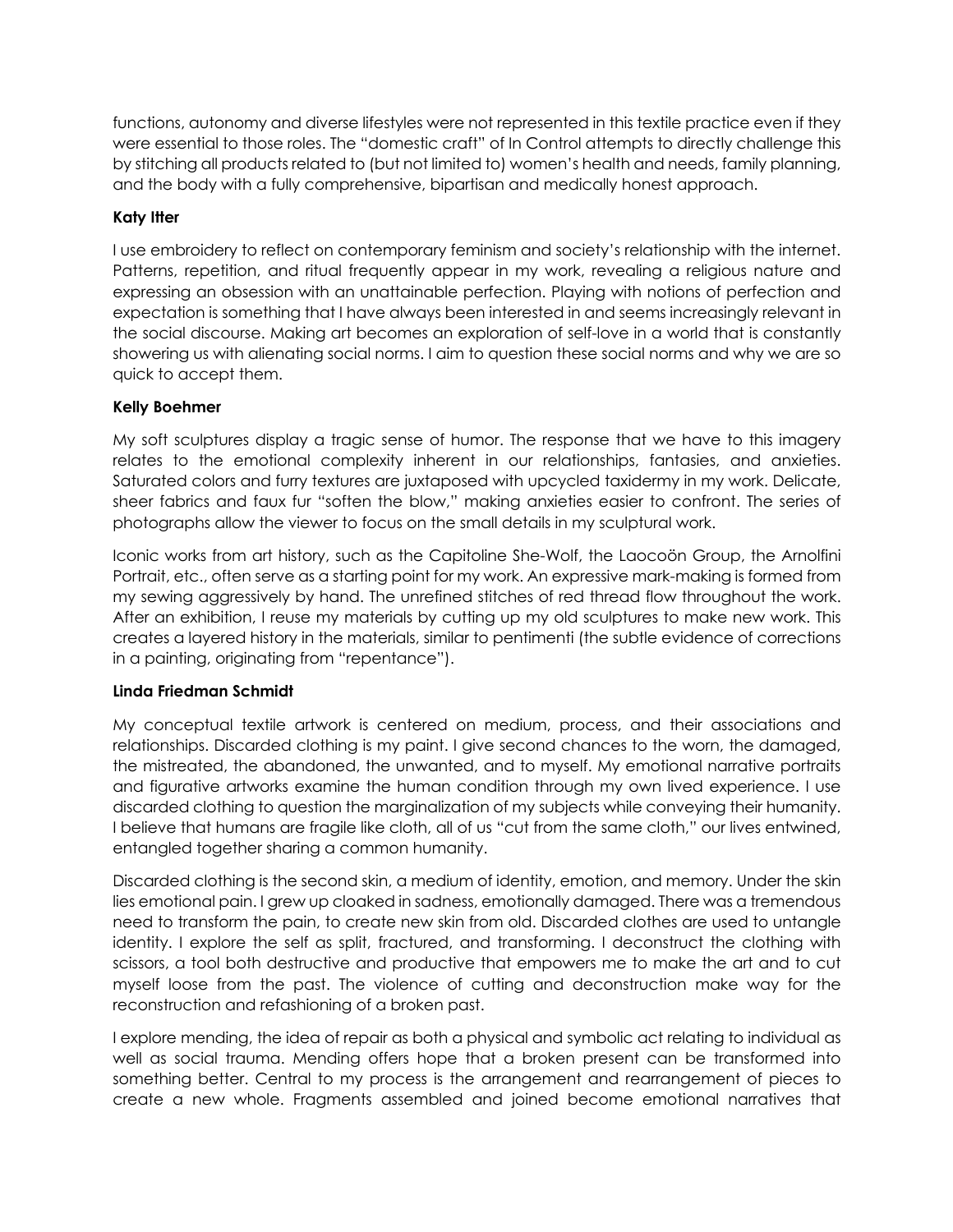functions, autonomy and diverse lifestyles were not represented in this textile practice even if they were essential to those roles. The "domestic craft" of In Control attempts to directly challenge this by stitching all products related to (but not limited to) women's health and needs, family planning, and the body with a fully comprehensive, bipartisan and medically honest approach.

**Katy Itter**

I use embroidery to reflect on contemporary feminism and society's relationship with the internet. Patterns, repetition, and ritual frequently appear in my work, revealing a religious nature and expressing an obsession with an unattainable perfection. Playing with notions of perfection and expectation is something that I have always been interested in and seems increasingly relevant in the social discourse. Making art becomes an exploration of self-love in a world that is constantly showering us with alienating social norms. I aim to question these social norms and why we are so quick to accept them.

**Kelly Boehmer**

My soft sculptures display a tragic sense of humor. The response that we have to this imagery relates to the emotional complexity inherent in our relationships, fantasies, and anxieties. Saturated colors and furry textures are juxtaposed with upcycled taxidermy in my work. Delicate, sheer fabrics and faux fur "soften the blow," making anxieties easier to confront. The series of photographs allow the viewer to focus on the small details in my sculptural work.

Iconic works from art history, such as the Capitoline She-Wolf, the Laocoön Group, the Arnolfini Portrait, etc., often serve as a starting point for my work. An expressive mark-making is formed from my sewing aggressively by hand. The unrefined stitches of red thread flow throughout the work. After an exhibition, I reuse my materials by cutting up my old sculptures to make new work. This creates a layered history in the materials, similar to pentimenti (the subtle evidence of corrections in a painting, originating from "repentance").

**Linda Friedman Schmidt**

My conceptual textile artwork is centered on medium, process, and their associations and relationships. Discarded clothing is my paint. I give second chances to the worn, the damaged, the mistreated, the abandoned, the unwanted, and to myself. My emotional narrative portraits and figurative artworks examine the human condition through my own lived experience. I use discarded clothing to question the marginalization of my subjects while conveying their humanity. I believe that humans are fragile like cloth, all of us "cut from the same cloth," our lives entwined, entangled together sharing a common humanity.

Discarded clothing is the second skin, a medium of identity, emotion, and memory. Under the skin lies emotional pain. I grew up cloaked in sadness, emotionally damaged. There was a tremendous need to transform the pain, to create new skin from old. Discarded clothes are used to untangle identity. I explore the self as split, fractured, and transforming. I deconstruct the clothing with scissors, a tool both destructive and productive that empowers me to make the art and to cut myself loose from the past. The violence of cutting and deconstruction make way for the reconstruction and refashioning of a broken past.

I explore mending, the idea of repair as both a physical and symbolic act relating to individual as well as social trauma. Mending offers hope that a broken present can be transformed into something better. Central to my process is the arrangement and rearrangement of pieces to create a new whole. Fragments assembled and joined become emotional narratives that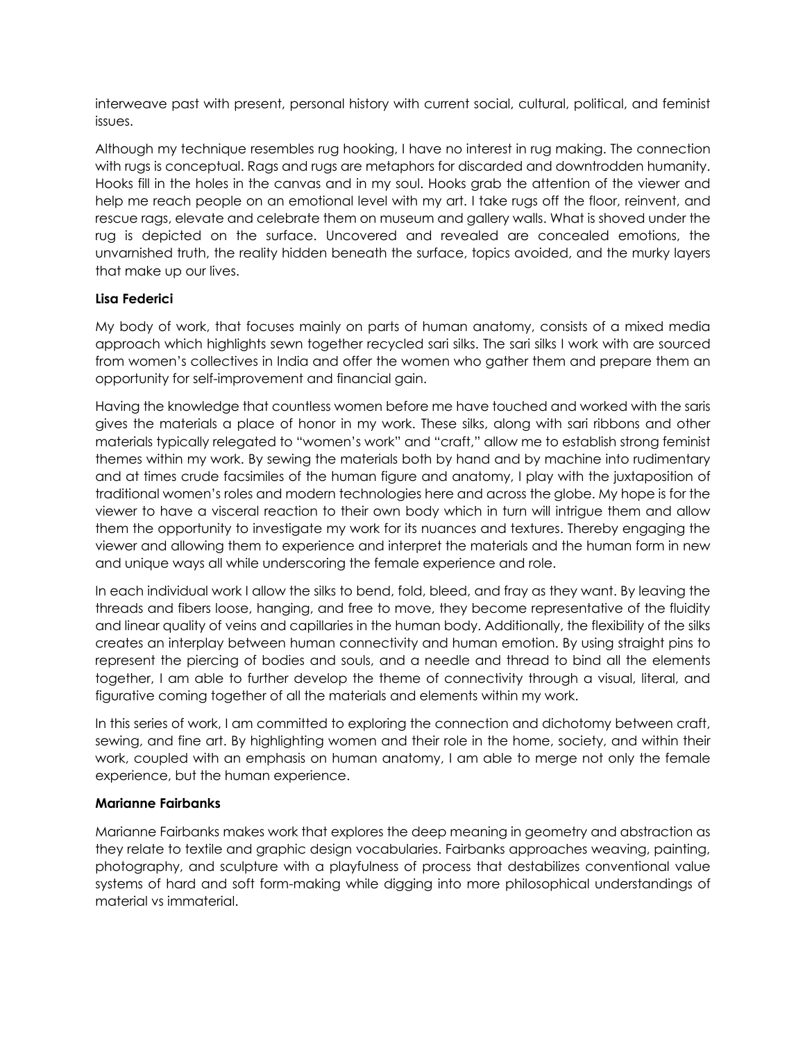interweave past with present, personal history with current social, cultural, political, and feminist issues.

Although my technique resembles rug hooking, I have no interest in rug making. The connection with rugs is conceptual. Rags and rugs are metaphors for discarded and downtrodden humanity. Hooks fill in the holes in the canvas and in my soul. Hooks grab the attention of the viewer and help me reach people on an emotional level with my art. I take rugs off the floor, reinvent, and rescue rags, elevate and celebrate them on museum and gallery walls. What is shoved under the rug is depicted on the surface. Uncovered and revealed are concealed emotions, the unvarnished truth, the reality hidden beneath the surface, topics avoided, and the murky layers that make up our lives.

**Lisa Federici**

My body of work, that focuses mainly on parts of human anatomy, consists of a mixed media approach which highlights sewn together recycled sari silks. The sari silks I work with are sourced from women's collectives in India and offer the women who gather them and prepare them an opportunity for self-improvement and financial gain.

Having the knowledge that countless women before me have touched and worked with the saris gives the materials a place of honor in my work. These silks, along with sari ribbons and other materials typically relegated to "women's work" and "craft," allow me to establish strong feminist themes within my work. By sewing the materials both by hand and by machine into rudimentary and at times crude facsimiles of the human figure and anatomy, I play with the juxtaposition of traditional women's roles and modern technologies here and across the globe. My hope is for the viewer to have a visceral reaction to their own body which in turn will intrigue them and allow them the opportunity to investigate my work for its nuances and textures. Thereby engaging the viewer and allowing them to experience and interpret the materials and the human form in new and unique ways all while underscoring the female experience and role.

In each individual work I allow the silks to bend, fold, bleed, and fray as they want. By leaving the threads and fibers loose, hanging, and free to move, they become representative of the fluidity and linear quality of veins and capillaries in the human body. Additionally, the flexibility of the silks creates an interplay between human connectivity and human emotion. By using straight pins to represent the piercing of bodies and souls, and a needle and thread to bind all the elements together, I am able to further develop the theme of connectivity through a visual, literal, and figurative coming together of all the materials and elements within my work.

In this series of work, I am committed to exploring the connection and dichotomy between craft, sewing, and fine art. By highlighting women and their role in the home, society, and within their work, coupled with an emphasis on human anatomy, I am able to merge not only the female experience, but the human experience.

**Marianne Fairbanks**

Marianne Fairbanks makes work that explores the deep meaning in geometry and abstraction as they relate to textile and graphic design vocabularies. Fairbanks approaches weaving, painting, photography, and sculpture with a playfulness of process that destabilizes conventional value systems of hard and soft form-making while digging into more philosophical understandings of material vs immaterial.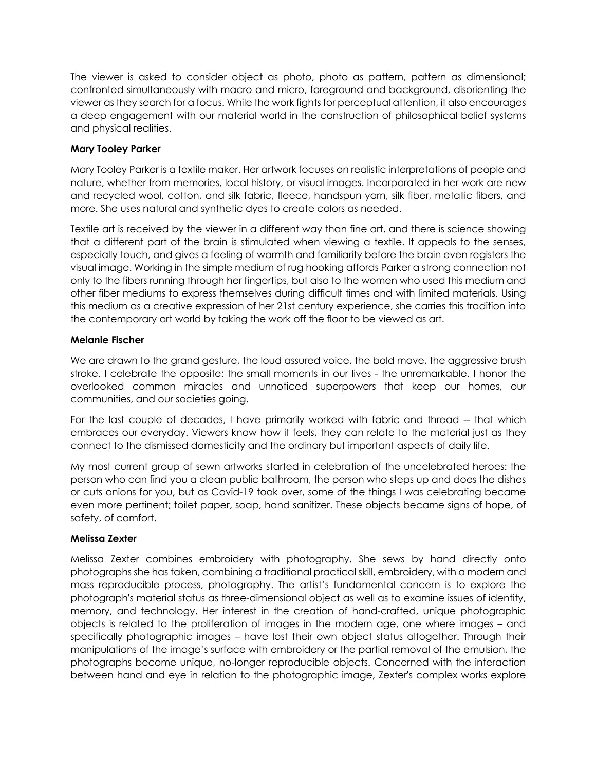The viewer is asked to consider object as photo, photo as pattern, pattern as dimensional; confronted simultaneously with macro and micro, foreground and background, disorienting the viewer as they search for a focus. While the work fights for perceptual attention, it also encourages a deep engagement with our material world in the construction of philosophical belief systems and physical realities.

**Mary Tooley Parker**

Mary Tooley Parker is a textile maker. Her artwork focuses on realistic interpretations of people and nature, whether from memories, local history, or visual images. Incorporated in her work are new and recycled wool, cotton, and silk fabric, fleece, handspun yarn, silk fiber, metallic fibers, and more. She uses natural and synthetic dyes to create colors as needed.

Textile art is received by the viewer in a different way than fine art, and there is science showing that a different part of the brain is stimulated when viewing a textile. It appeals to the senses, especially touch, and gives a feeling of warmth and familiarity before the brain even registers the visual image. Working in the simple medium of rug hooking affords Parker a strong connection not only to the fibers running through her fingertips, but also to the women who used this medium and other fiber mediums to express themselves during difficult times and with limited materials. Using this medium as a creative expression of her 21st century experience, she carries this tradition into the contemporary art world by taking the work off the floor to be viewed as art.

**Melanie Fischer**

We are drawn to the grand gesture, the loud assured voice, the bold move, the aggressive brush stroke. I celebrate the opposite: the small moments in our lives - the unremarkable. I honor the overlooked common miracles and unnoticed superpowers that keep our homes, our communities, and our societies going.

For the last couple of decades, I have primarily worked with fabric and thread -- that which embraces our everyday. Viewers know how it feels, they can relate to the material just as they connect to the dismissed domesticity and the ordinary but important aspects of daily life.

My most current group of sewn artworks started in celebration of the uncelebrated heroes: the person who can find you a clean public bathroom, the person who steps up and does the dishes or cuts onions for you, but as Covid-19 took over, some of the things I was celebrating became even more pertinent; toilet paper, soap, hand sanitizer. These objects became signs of hope, of safety, of comfort.

**Melissa Zexter**

Melissa Zexter combines embroidery with photography. She sews by hand directly onto photographs she has taken, combining a traditional practical skill, embroidery, with a modern and mass reproducible process, photography. The artist's fundamental concern is to explore the photograph's material status as three-dimensional object as well as to examine issues of identity, memory, and technology. Her interest in the creation of hand-crafted, unique photographic objects is related to the proliferation of images in the modern age, one where images – and specifically photographic images – have lost their own object status altogether. Through their manipulations of the image's surface with embroidery or the partial removal of the emulsion, the photographs become unique, no-longer reproducible objects. Concerned with the interaction between hand and eye in relation to the photographic image, Zexter's complex works explore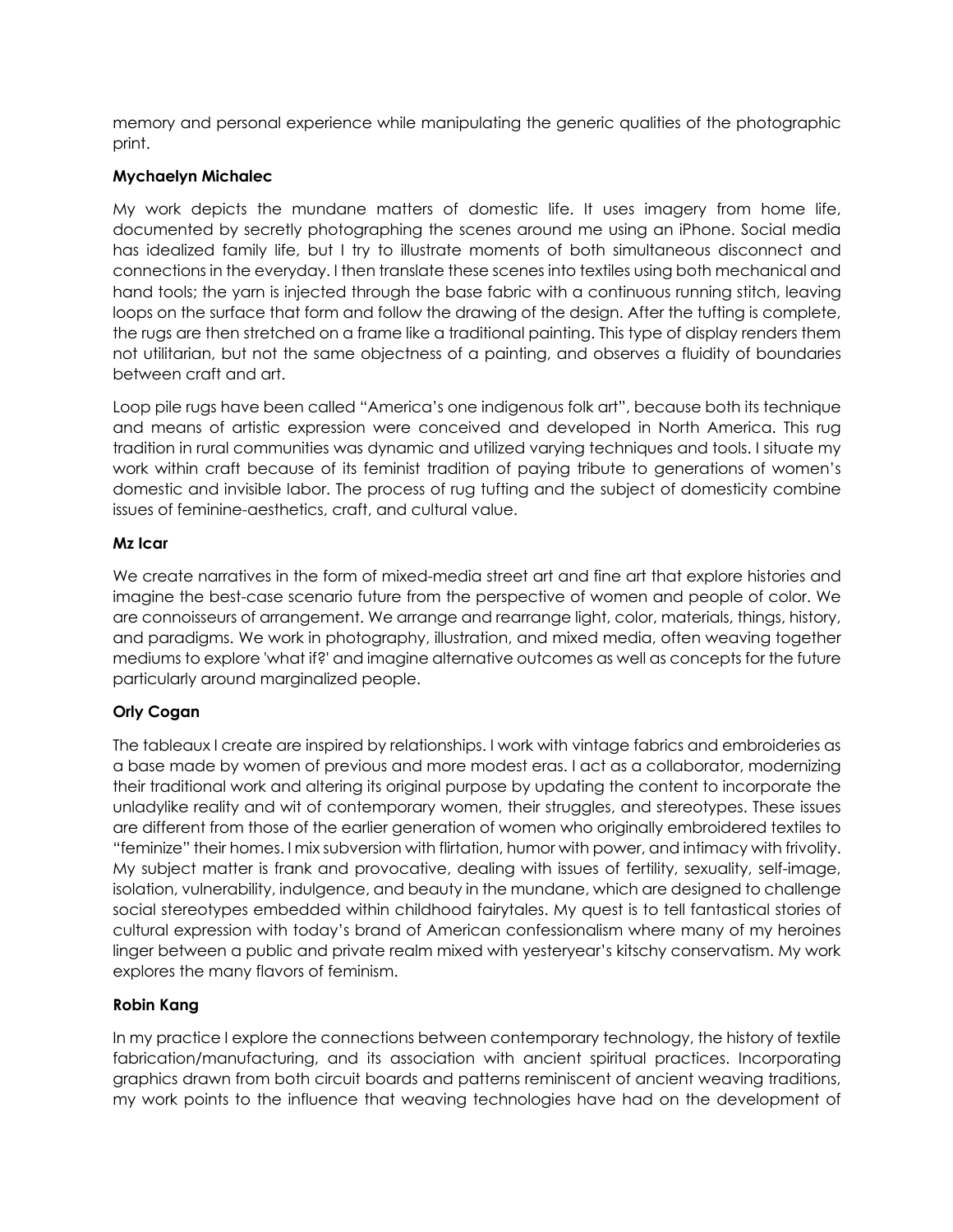memory and personal experience while manipulating the generic qualities of the photographic print.

**Mychaelyn Michalec**

My work depicts the mundane matters of domestic life. It uses imagery from home life, documented by secretly photographing the scenes around me using an iPhone. Social media has idealized family life, but I try to illustrate moments of both simultaneous disconnect and connections in the everyday. I then translate these scenes into textiles using both mechanical and hand tools; the yarn is injected through the base fabric with a continuous running stitch, leaving loops on the surface that form and follow the drawing of the design. After the tufting is complete, the rugs are then stretched on a frame like a traditional painting. This type of display renders them not utilitarian, but not the same objectness of a painting, and observes a fluidity of boundaries between craft and art.

Loop pile rugs have been called "America's one indigenous folk art", because both its technique and means of artistic expression were conceived and developed in North America. This rug tradition in rural communities was dynamic and utilized varying techniques and tools. I situate my work within craft because of its feminist tradition of paying tribute to generations of women's domestic and invisible labor. The process of rug tufting and the subject of domesticity combine issues of feminine-aesthetics, craft, and cultural value.

**Mz Icar**

We create narratives in the form of mixed-media street art and fine art that explore histories and imagine the best-case scenario future from the perspective of women and people of color. We are connoisseurs of arrangement. We arrange and rearrange light, color, materials, things, history, and paradigms. We work in photography, illustration, and mixed media, often weaving together mediums to explore 'what if?' and imagine alternative outcomes as well as concepts for the future particularly around marginalized people.

**Orly Cogan**

The tableaux I create are inspired by relationships. I work with vintage fabrics and embroideries as a base made by women of previous and more modest eras. I act as a collaborator, modernizing their traditional work and altering its original purpose by updating the content to incorporate the unladylike reality and wit of contemporary women, their struggles, and stereotypes. These issues are different from those of the earlier generation of women who originally embroidered textiles to "feminize" their homes. I mix subversion with flirtation, humor with power, and intimacy with frivolity. My subject matter is frank and provocative, dealing with issues of fertility, sexuality, self-image, isolation, vulnerability, indulgence, and beauty in the mundane, which are designed to challenge social stereotypes embedded within childhood fairytales. My quest is to tell fantastical stories of cultural expression with today's brand of American confessionalism where many of my heroines linger between a public and private realm mixed with yesteryear's kitschy conservatism. My work explores the many flavors of feminism.

**Robin Kang**

In my practice I explore the connections between contemporary technology, the history of textile fabrication/manufacturing, and its association with ancient spiritual practices. Incorporating graphics drawn from both circuit boards and patterns reminiscent of ancient weaving traditions, my work points to the influence that weaving technologies have had on the development of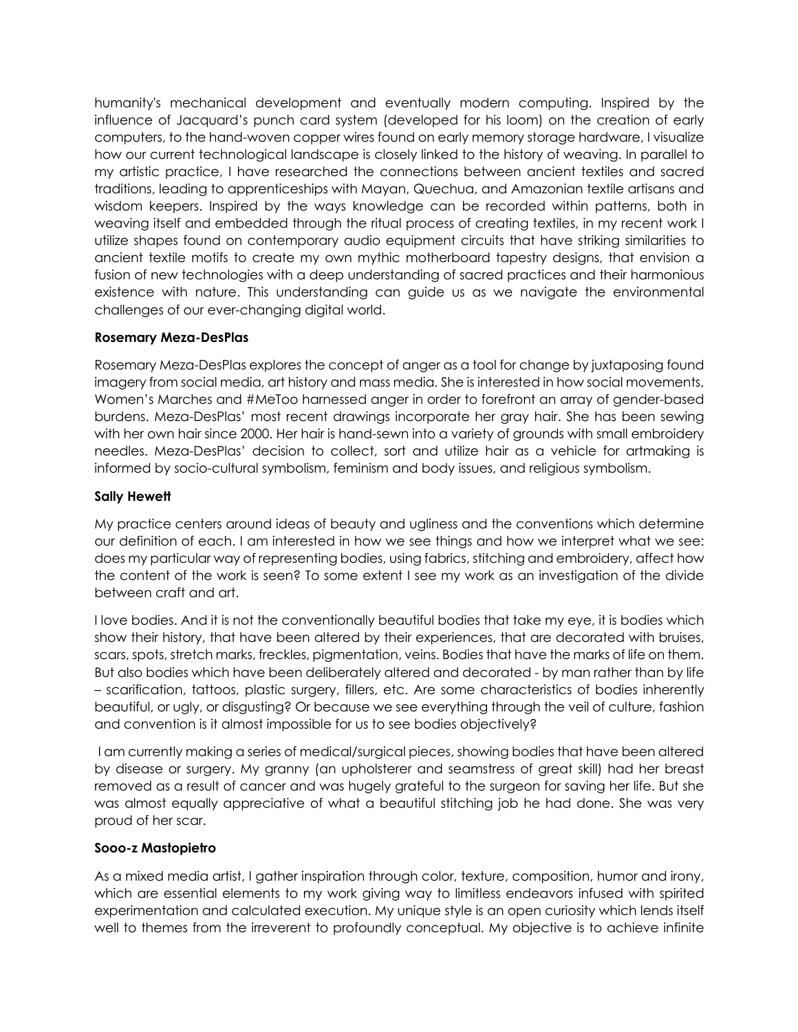humanity's mechanical development and eventually modern computing. Inspired by the influence of Jacquard's punch card system (developed for his loom) on the creation of early computers, to the hand-woven copper wires found on early memory storage hardware, I visualize how our current technological landscape is closely linked to the history of weaving. In parallel to my artistic practice, I have researched the connections between ancient textiles and sacred traditions, leading to apprenticeships with Mayan, Quechua, and Amazonian textile artisans and wisdom keepers. Inspired by the ways knowledge can be recorded within patterns, both in weaving itself and embedded through the ritual process of creating textiles, in my recent work I utilize shapes found on contemporary audio equipment circuits that have striking similarities to ancient textile motifs to create my own mythic motherboard tapestry designs, that envision a fusion of new technologies with a deep understanding of sacred practices and their harmonious existence with nature. This understanding can guide us as we navigate the environmental challenges of our ever-changing digital world.

**Rosemary Meza-DesPlas**

Rosemary Meza-DesPlas explores the concept of anger as a tool for change by juxtaposing found imagery from social media, art history and mass media. She is interested in how social movements, Women's Marches and #MeToo harnessed anger in order to forefront an array of gender-based burdens. Meza-DesPlas' most recent drawings incorporate her gray hair. She has been sewing with her own hair since 2000. Her hair is hand-sewn into a variety of grounds with small embroidery needles. Meza-DesPlas' decision to collect, sort and utilize hair as a vehicle for artmaking is informed by socio-cultural symbolism, feminism and body issues, and religious symbolism.

**Sally Hewett**

My practice centers around ideas of beauty and ugliness and the conventions which determine our definition of each. I am interested in how we see things and how we interpret what we see: does my particular way of representing bodies, using fabrics, stitching and embroidery, affect how the content of the work is seen? To some extent I see my work as an investigation of the divide between craft and art.

I love bodies. And it is not the conventionally beautiful bodies that take my eye, it is bodies which show their history, that have been altered by their experiences, that are decorated with bruises, scars, spots, stretch marks, freckles, pigmentation, veins. Bodies that have the marks of life on them. But also bodies which have been deliberately altered and decorated - by man rather than by life – scarification, tattoos, plastic surgery, fillers, etc. Are some characteristics of bodies inherently beautiful, or ugly, or disgusting? Or because we see everything through the veil of culture, fashion and convention is it almost impossible for us to see bodies objectively?

I am currently making a series of medical/surgical pieces, showing bodies that have been altered by disease or surgery. My granny (an upholsterer and seamstress of great skill) had her breast removed as a result of cancer and was hugely grateful to the surgeon for saving her life. But she was almost equally appreciative of what a beautiful stitching job he had done. She was very proud of her scar.

**Sooo-z Mastopietro**

As a mixed media artist, I gather inspiration through color, texture, composition, humor and irony, which are essential elements to my work giving way to limitless endeavors infused with spirited experimentation and calculated execution. My unique style is an open curiosity which lends itself well to themes from the irreverent to profoundly conceptual. My objective is to achieve infinite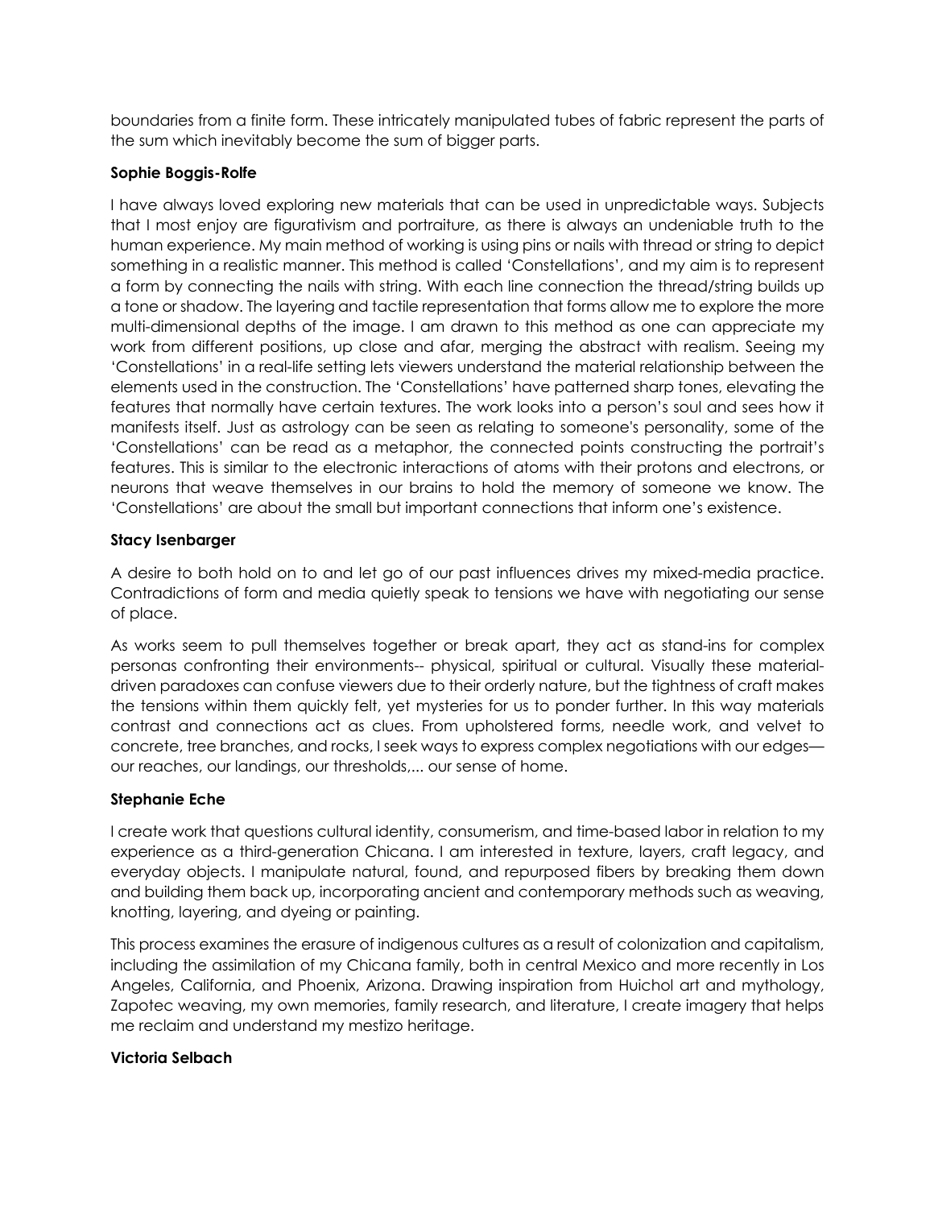boundaries from a finite form. These intricately manipulated tubes of fabric represent the parts of the sum which inevitably become the sum of bigger parts.

**Sophie Boggis-Rolfe**

I have always loved exploring new materials that can be used in unpredictable ways. Subjects that I most enjoy are figurativism and portraiture, as there is always an undeniable truth to the human experience. My main method of working is using pins or nails with thread or string to depict something in a realistic manner. This method is called 'Constellations', and my aim is to represent a form by connecting the nails with string. With each line connection the thread/string builds up a tone or shadow. The layering and tactile representation that forms allow me to explore the more multi-dimensional depths of the image. I am drawn to this method as one can appreciate my work from different positions, up close and afar, merging the abstract with realism. Seeing my 'Constellations' in a real-life setting lets viewers understand the material relationship between the elements used in the construction. The 'Constellations' have patterned sharp tones, elevating the features that normally have certain textures. The work looks into a person's soul and sees how it manifests itself. Just as astrology can be seen as relating to someone's personality, some of the 'Constellations' can be read as a metaphor, the connected points constructing the portrait's features. This is similar to the electronic interactions of atoms with their protons and electrons, or neurons that weave themselves in our brains to hold the memory of someone we know. The 'Constellations' are about the small but important connections that inform one's existence.

**Stacy Isenbarger**

A desire to both hold on to and let go of our past influences drives my mixed-media practice. Contradictions of form and media quietly speak to tensions we have with negotiating our sense of place.

As works seem to pull themselves together or break apart, they act as stand-ins for complex personas confronting their environments-- physical, spiritual or cultural. Visually these material-driven paradoxes can confuse viewers due to their orderly nature, but the tightness of craft makes the tensions within them quickly felt, yet mysteries for us to ponder further. In this way materials contrast and connections act as clues. From upholstered forms, needle work, and velvet to concrete, tree branches, and rocks, I seek ways to express complex negotiations with our edges—our reaches, our landings, our thresholds,... our sense of home.

**Stephanie Eche**

I create work that questions cultural identity, consumerism, and time-based labor in relation to my experience as a third-generation Chicana. I am interested in texture, layers, craft legacy, and everyday objects. I manipulate natural, found, and repurposed fibers by breaking them down and building them back up, incorporating ancient and contemporary methods such as weaving, knotting, layering, and dyeing or painting.

This process examines the erasure of indigenous cultures as a result of colonization and capitalism, including the assimilation of my Chicana family, both in central Mexico and more recently in Los Angeles, California, and Phoenix, Arizona. Drawing inspiration from Huichol art and mythology, Zapotec weaving, my own memories, family research, and literature, I create imagery that helps me reclaim and understand my mestizo heritage.

**Victoria Selbach**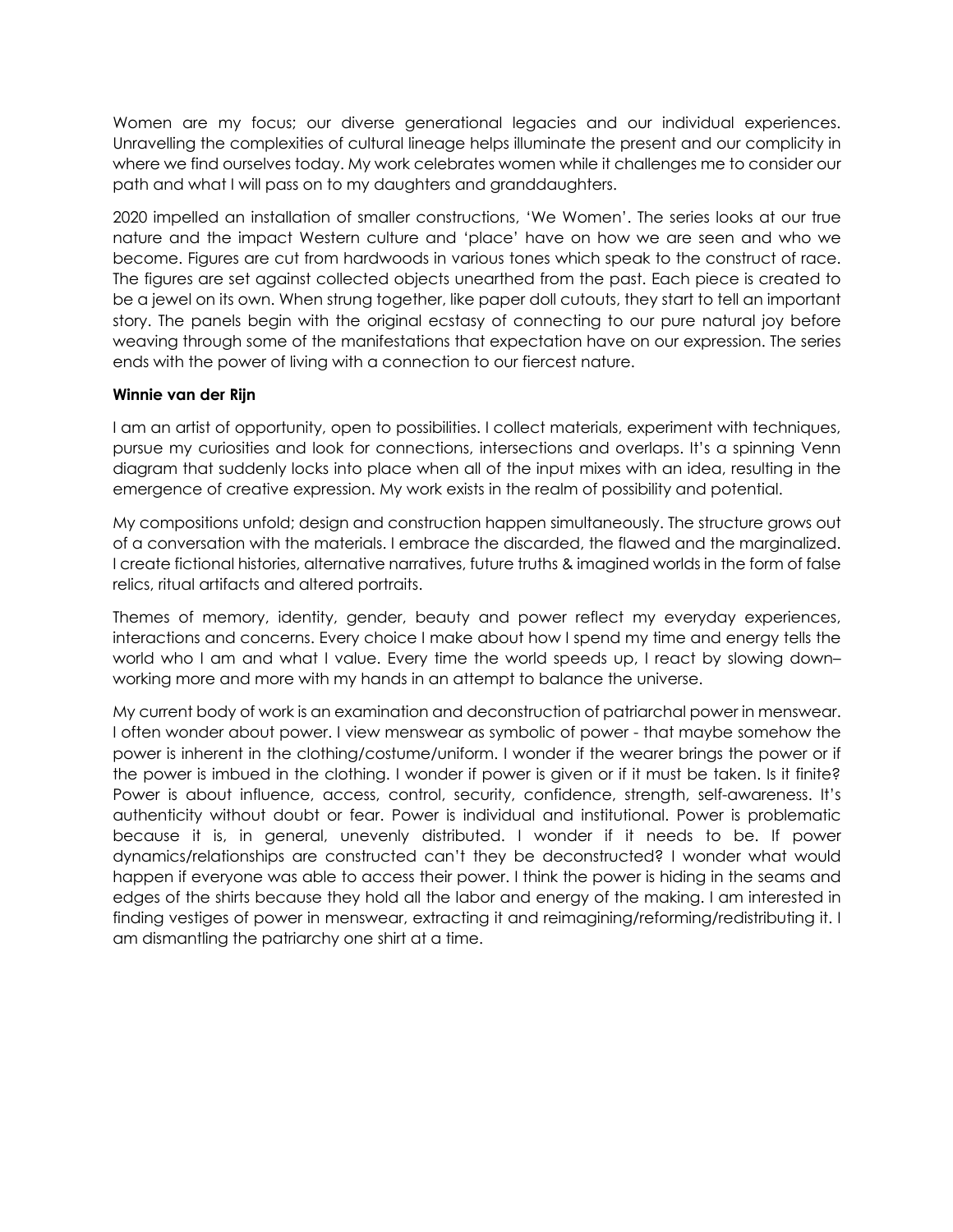Women are my focus; our diverse generational legacies and our individual experiences. Unravelling the complexities of cultural lineage helps illuminate the present and our complicity in where we find ourselves today. My work celebrates women while it challenges me to consider our path and what I will pass on to my daughters and granddaughters.

2020 impelled an installation of smaller constructions, 'We Women'. The series looks at our true nature and the impact Western culture and 'place' have on how we are seen and who we become. Figures are cut from hardwoods in various tones which speak to the construct of race. The figures are set against collected objects unearthed from the past. Each piece is created to be a jewel on its own. When strung together, like paper doll cutouts, they start to tell an important story. The panels begin with the original ecstasy of connecting to our pure natural joy before weaving through some of the manifestations that expectation have on our expression. The series ends with the power of living with a connection to our fiercest nature.

**Winnie van der Rijn**

I am an artist of opportunity, open to possibilities. I collect materials, experiment with techniques, pursue my curiosities and look for connections, intersections and overlaps. It's a spinning Venn diagram that suddenly locks into place when all of the input mixes with an idea, resulting in the emergence of creative expression. My work exists in the realm of possibility and potential.

My compositions unfold; design and construction happen simultaneously. The structure grows out of a conversation with the materials. I embrace the discarded, the flawed and the marginalized. I create fictional histories, alternative narratives, future truths & imagined worlds in the form of false relics, ritual artifacts and altered portraits.

Themes of memory, identity, gender, beauty and power reflect my everyday experiences, interactions and concerns. Every choice I make about how I spend my time and energy tells the world who I am and what I value. Every time the world speeds up, I react by slowing down– working more and more with my hands in an attempt to balance the universe.

My current body of work is an examination and deconstruction of patriarchal power in menswear. I often wonder about power. I view menswear as symbolic of power - that maybe somehow the power is inherent in the clothing/costume/uniform. I wonder if the wearer brings the power or if the power is imbued in the clothing. I wonder if power is given or if it must be taken. Is it finite? Power is about influence, access, control, security, confidence, strength, self-awareness. It's authenticity without doubt or fear. Power is individual and institutional. Power is problematic because it is, in general, unevenly distributed. I wonder if it needs to be. If power dynamics/relationships are constructed can't they be deconstructed? I wonder what would happen if everyone was able to access their power. I think the power is hiding in the seams and edges of the shirts because they hold all the labor and energy of the making. I am interested in finding vestiges of power in menswear, extracting it and reimagining/reforming/redistributing it. I am dismantling the patriarchy one shirt at a time.